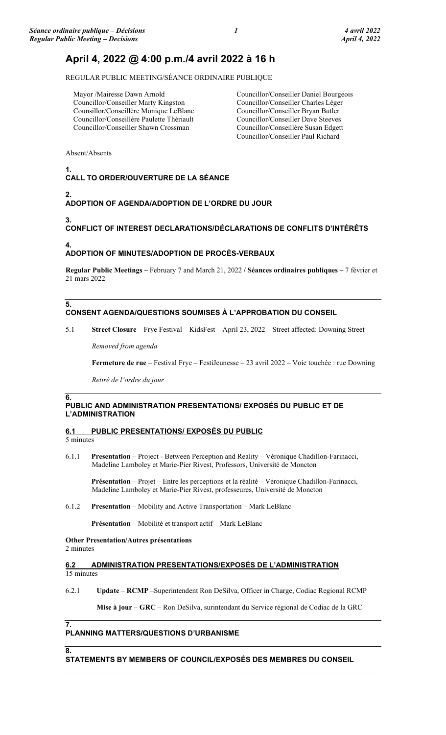# April 4, 2022 @ 4:00 p.m./4 avril 2022 à 16 h

REGULAR PUBLIC MEETING/SÉANCE ORDINAIRE PUBLIQUE

Mayor /Mairesse Dawn Arnold
Councillor/Conseiller Marty Kingston
Counsillor/Conseillère Monique LeBlanc
Councillor/Conseillère Paulette Thériault
Councillor/Conseiller Shawn Crossman
Councillor/Conseiller Daniel Bourgeois
Councillor/Conseiller Charles Léger
Councillor/Conseiller Bryan Butler
Councillor/Conseiller Dave Steeves
Councillor/Conseillère Susan Edgett
Councillor/Conseiller Paul Richard

Absent/Absents

## 1. CALL TO ORDER/OUVERTURE DE LA SÉANCE

## 2. ADOPTION OF AGENDA/ADOPTION DE L'ORDRE DU JOUR

## 3. CONFLICT OF INTEREST DECLARATIONS/DÉCLARATIONS DE CONFLITS D'INTÉRÊTS

## 4. ADOPTION OF MINUTES/ADOPTION DE PROCÈS-VERBAUX

**Regular Public Meetings –** February 7 and March 21, 2022 / **Séances ordinaires publiques –** 7 février et 21 mars 2022

## 5. CONSENT AGENDA/QUESTIONS SOUMISES À L'APPROBATION DU CONSEIL

5.1 **Street Closure** – Frye Festival – KidsFest – April 23, 2022 – Street affected: Downing Street

*Removed from agenda*

**Fermeture de rue** – Festival Frye – FestiJeunesse – 23 avril 2022 – Voie touchée : rue Downing

*Retiré de l'ordre du jour*

## 6. PUBLIC AND ADMINISTRATION PRESENTATIONS/ EXPOSÉS DU PUBLIC ET DE L'ADMINISTRATION

### 6.1 PUBLIC PRESENTATIONS/ EXPOSÉS DU PUBLIC

5 minutes

6.1.1 **Presentation –** Project - Between Perception and Reality – Véronique Chadillon-Farinacci, Madeline Lamboley et Marie-Pier Rivest, Professors, Université de Moncton

**Présentation** – Projet – Entre les perceptions et la réalité – Véronique Chadillon-Farinacci, Madeline Lamboley et Marie-Pier Rivest, professeures, Université de Moncton

6.1.2 **Presentation** – Mobility and Active Transportation – Mark LeBlanc

**Présentation** – Mobilité et transport actif – Mark LeBlanc

**Other Presentation/Autres présentations**
2 minutes

### 6.2 ADMINISTRATION PRESENTATIONS/EXPOSÉS DE L'ADMINISTRATION

15 minutes

6.2.1 **Update** – **RCMP** –Superintendent Ron DeSilva, Officer in Charge, Codiac Regional RCMP

**Mise à jour** – **GRC** – Ron DeSilva, surintendant du Service régional de Codiac de la GRC

## 7. PLANNING MATTERS/QUESTIONS D'URBANISME

## 8. STATEMENTS BY MEMBERS OF COUNCIL/EXPOSÉS DES MEMBRES DU CONSEIL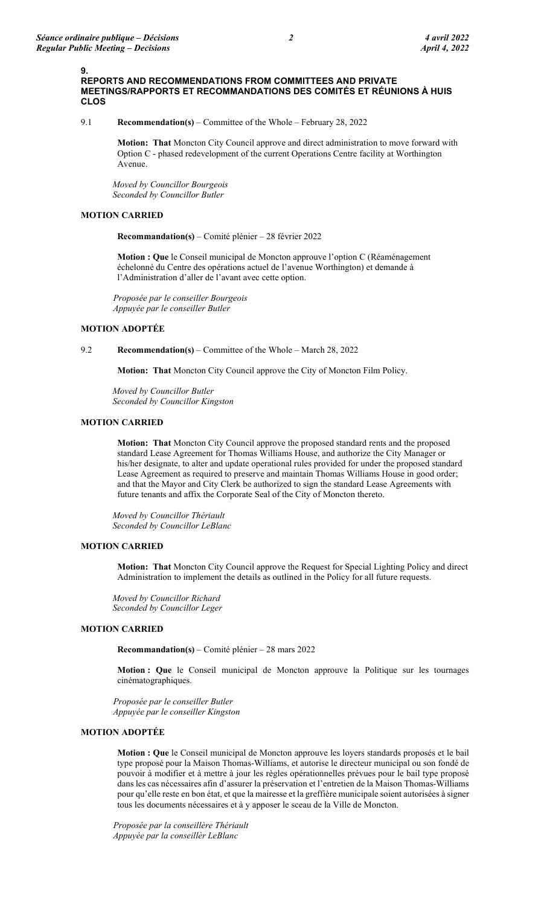## 9. REPORTS AND RECOMMENDATIONS FROM COMMITTEES AND PRIVATE MEETINGS/RAPPORTS ET RECOMMANDATIONS DES COMITÉS ET RÉUNIONS À HUIS CLOS

9.1 **Recommendation(s)** – Committee of the Whole – February 28, 2022

**Motion: That** Moncton City Council approve and direct administration to move forward with Option C - phased redevelopment of the current Operations Centre facility at Worthington Avenue.

*Moved by Councillor Bourgeois*
*Seconded by Councillor Butler*

**MOTION CARRIED**

**Recommandation(s)** – Comité plénier – 28 février 2022

**Motion : Que** le Conseil municipal de Moncton approuve l'option C (Réaménagement échelonné du Centre des opérations actuel de l'avenue Worthington) et demande à l'Administration d'aller de l'avant avec cette option.

*Proposée par le conseiller Bourgeois*
*Appuyée par le conseiller Butler*

**MOTION ADOPTÉE**

9.2 **Recommendation(s)** – Committee of the Whole – March 28, 2022

**Motion: That** Moncton City Council approve the City of Moncton Film Policy.

*Moved by Councillor Butler*
*Seconded by Councillor Kingston*

**MOTION CARRIED**

**Motion: That** Moncton City Council approve the proposed standard rents and the proposed standard Lease Agreement for Thomas Williams House, and authorize the City Manager or his/her designate, to alter and update operational rules provided for under the proposed standard Lease Agreement as required to preserve and maintain Thomas Williams House in good order; and that the Mayor and City Clerk be authorized to sign the standard Lease Agreements with future tenants and affix the Corporate Seal of the City of Moncton thereto.

*Moved by Councillor Thériault*
*Seconded by Councillor LeBlanc*

**MOTION CARRIED**

**Motion: That** Moncton City Council approve the Request for Special Lighting Policy and direct Administration to implement the details as outlined in the Policy for all future requests.

*Moved by Councillor Richard*
*Seconded by Councillor Leger*

**MOTION CARRIED**

**Recommandation(s)** – Comité plénier – 28 mars 2022

**Motion : Que** le Conseil municipal de Moncton approuve la Politique sur les tournages cinématographiques.

*Proposée par le conseiller Butler*
*Appuyée par le conseiller Kingston*

**MOTION ADOPTÉE**

**Motion : Que** le Conseil municipal de Moncton approuve les loyers standards proposés et le bail type proposé pour la Maison Thomas-Williams, et autorise le directeur municipal ou son fondé de pouvoir à modifier et à mettre à jour les règles opérationnelles prévues pour le bail type proposé dans les cas nécessaires afin d'assurer la préservation et l'entretien de la Maison Thomas-Williams pour qu'elle reste en bon état, et que la mairesse et la greffière municipale soient autorisées à signer tous les documents nécessaires et à y apposer le sceau de la Ville de Moncton.

*Proposée par la conseillère Thériault*
*Appuyée par la conseillèr LeBlanc*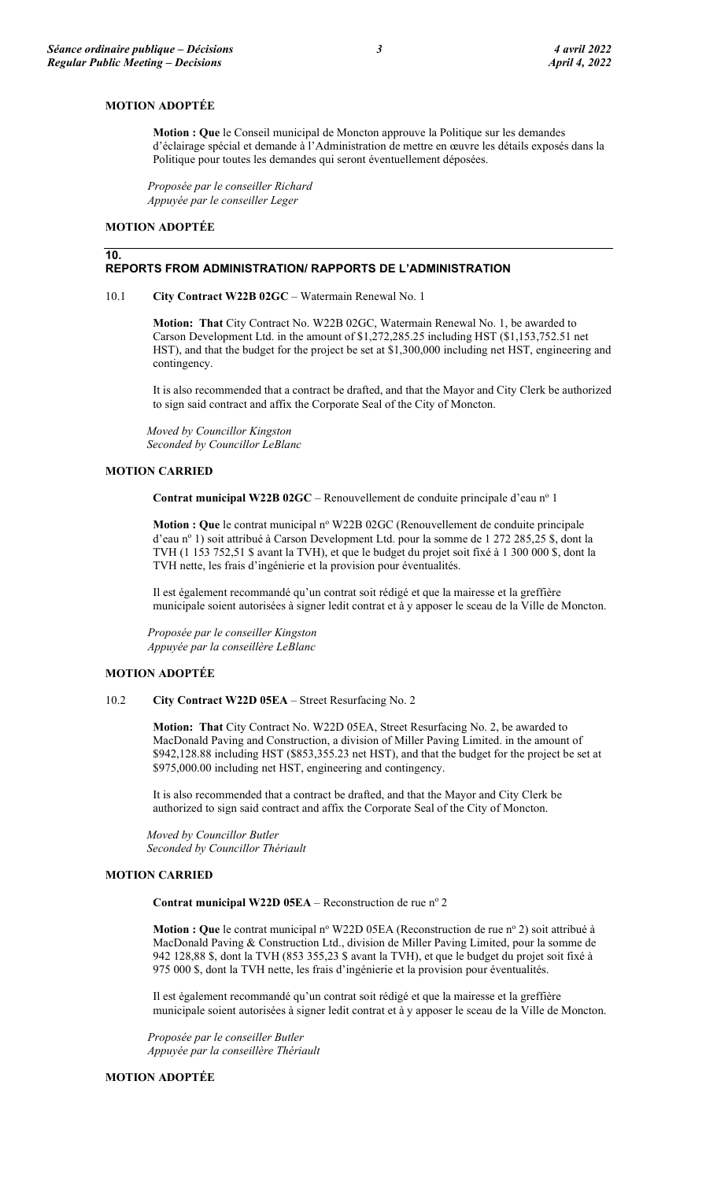**MOTION ADOPTÉE**

**Motion : Que** le Conseil municipal de Moncton approuve la Politique sur les demandes d'éclairage spécial et demande à l'Administration de mettre en œuvre les détails exposés dans la Politique pour toutes les demandes qui seront éventuellement déposées.

*Proposée par le conseiller Richard*
*Appuyée par le conseiller Leger*

**MOTION ADOPTÉE**

## 10. REPORTS FROM ADMINISTRATION/ RAPPORTS DE L'ADMINISTRATION

10.1 **City Contract W22B 02GC** – Watermain Renewal No. 1

**Motion: That** City Contract No. W22B 02GC, Watermain Renewal No. 1, be awarded to Carson Development Ltd. in the amount of $1,272,285.25 including HST ($1,153,752.51 net HST), and that the budget for the project be set at $1,300,000 including net HST, engineering and contingency.

It is also recommended that a contract be drafted, and that the Mayor and City Clerk be authorized to sign said contract and affix the Corporate Seal of the City of Moncton.

*Moved by Councillor Kingston*
*Seconded by Councillor LeBlanc*

**MOTION CARRIED**

**Contrat municipal W22B 02GC** – Renouvellement de conduite principale d'eau nº 1

**Motion : Que** le contrat municipal nº W22B 02GC (Renouvellement de conduite principale d'eau nº 1) soit attribué à Carson Development Ltd. pour la somme de 1 272 285,25 $, dont la TVH (1 153 752,51 $ avant la TVH), et que le budget du projet soit fixé à 1 300 000 $, dont la TVH nette, les frais d'ingénierie et la provision pour éventualités.

Il est également recommandé qu'un contrat soit rédigé et que la mairesse et la greffière municipale soient autorisées à signer ledit contrat et à y apposer le sceau de la Ville de Moncton.

*Proposée par le conseiller Kingston*
*Appuyée par la conseillère LeBlanc*

**MOTION ADOPTÉE**

10.2 **City Contract W22D 05EA** – Street Resurfacing No. 2

**Motion: That** City Contract No. W22D 05EA, Street Resurfacing No. 2, be awarded to MacDonald Paving and Construction, a division of Miller Paving Limited. in the amount of $942,128.88 including HST ($853,355.23 net HST), and that the budget for the project be set at $975,000.00 including net HST, engineering and contingency.

It is also recommended that a contract be drafted, and that the Mayor and City Clerk be authorized to sign said contract and affix the Corporate Seal of the City of Moncton.

*Moved by Councillor Butler*
*Seconded by Councillor Thériault*

**MOTION CARRIED**

**Contrat municipal W22D 05EA** – Reconstruction de rue nº 2

**Motion : Que** le contrat municipal nº W22D 05EA (Reconstruction de rue nº 2) soit attribué à MacDonald Paving & Construction Ltd., division de Miller Paving Limited, pour la somme de 942 128,88 $, dont la TVH (853 355,23 $ avant la TVH), et que le budget du projet soit fixé à 975 000 $, dont la TVH nette, les frais d'ingénierie et la provision pour éventualités.

Il est également recommandé qu'un contrat soit rédigé et que la mairesse et la greffière municipale soient autorisées à signer ledit contrat et à y apposer le sceau de la Ville de Moncton.

*Proposée par le conseiller Butler*
*Appuyée par la conseillère Thériault*

**MOTION ADOPTÉE**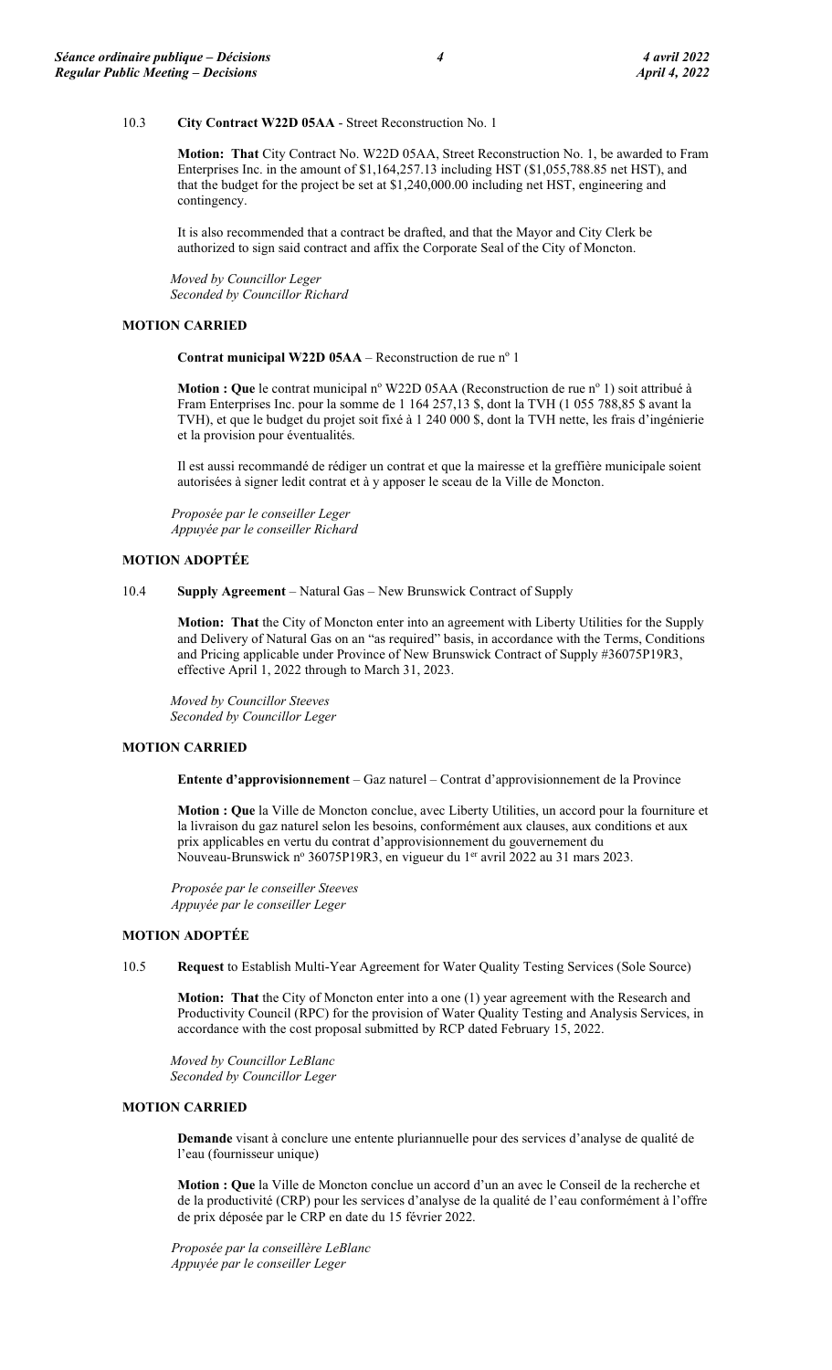10.3 **City Contract W22D 05AA** - Street Reconstruction No. 1

**Motion: That** City Contract No. W22D 05AA, Street Reconstruction No. 1, be awarded to Fram Enterprises Inc. in the amount of $1,164,257.13 including HST ($1,055,788.85 net HST), and that the budget for the project be set at $1,240,000.00 including net HST, engineering and contingency.

It is also recommended that a contract be drafted, and that the Mayor and City Clerk be authorized to sign said contract and affix the Corporate Seal of the City of Moncton.

*Moved by Councillor Leger*
*Seconded by Councillor Richard*

**MOTION CARRIED**

**Contrat municipal W22D 05AA** – Reconstruction de rue nº 1

**Motion : Que** le contrat municipal nº W22D 05AA (Reconstruction de rue nº 1) soit attribué à Fram Enterprises Inc. pour la somme de 1 164 257,13 $, dont la TVH (1 055 788,85 $ avant la TVH), et que le budget du projet soit fixé à 1 240 000 $, dont la TVH nette, les frais d'ingénierie et la provision pour éventualités.

Il est aussi recommandé de rédiger un contrat et que la mairesse et la greffière municipale soient autorisées à signer ledit contrat et à y apposer le sceau de la Ville de Moncton.

*Proposée par le conseiller Leger*
*Appuyée par le conseiller Richard*

**MOTION ADOPTÉE**

10.4 **Supply Agreement** – Natural Gas – New Brunswick Contract of Supply

**Motion: That** the City of Moncton enter into an agreement with Liberty Utilities for the Supply and Delivery of Natural Gas on an "as required" basis, in accordance with the Terms, Conditions and Pricing applicable under Province of New Brunswick Contract of Supply #36075P19R3, effective April 1, 2022 through to March 31, 2023.

*Moved by Councillor Steeves*
*Seconded by Councillor Leger*

**MOTION CARRIED**

**Entente d'approvisionnement** – Gaz naturel – Contrat d'approvisionnement de la Province

**Motion : Que** la Ville de Moncton conclue, avec Liberty Utilities, un accord pour la fourniture et la livraison du gaz naturel selon les besoins, conformément aux clauses, aux conditions et aux prix applicables en vertu du contrat d'approvisionnement du gouvernement du Nouveau-Brunswick nº 36075P19R3, en vigueur du 1er avril 2022 au 31 mars 2023.

*Proposée par le conseiller Steeves*
*Appuyée par le conseiller Leger*

**MOTION ADOPTÉE**

10.5 **Request** to Establish Multi-Year Agreement for Water Quality Testing Services (Sole Source)

**Motion: That** the City of Moncton enter into a one (1) year agreement with the Research and Productivity Council (RPC) for the provision of Water Quality Testing and Analysis Services, in accordance with the cost proposal submitted by RCP dated February 15, 2022.

*Moved by Councillor LeBlanc*
*Seconded by Councillor Leger*

**MOTION CARRIED**

**Demande** visant à conclure une entente pluriannuelle pour des services d'analyse de qualité de l'eau (fournisseur unique)

**Motion : Que** la Ville de Moncton conclue un accord d'un an avec le Conseil de la recherche et de la productivité (CRP) pour les services d'analyse de la qualité de l'eau conformément à l'offre de prix déposée par le CRP en date du 15 février 2022.

*Proposée par la conseillère LeBlanc*
*Appuyée par le conseiller Leger*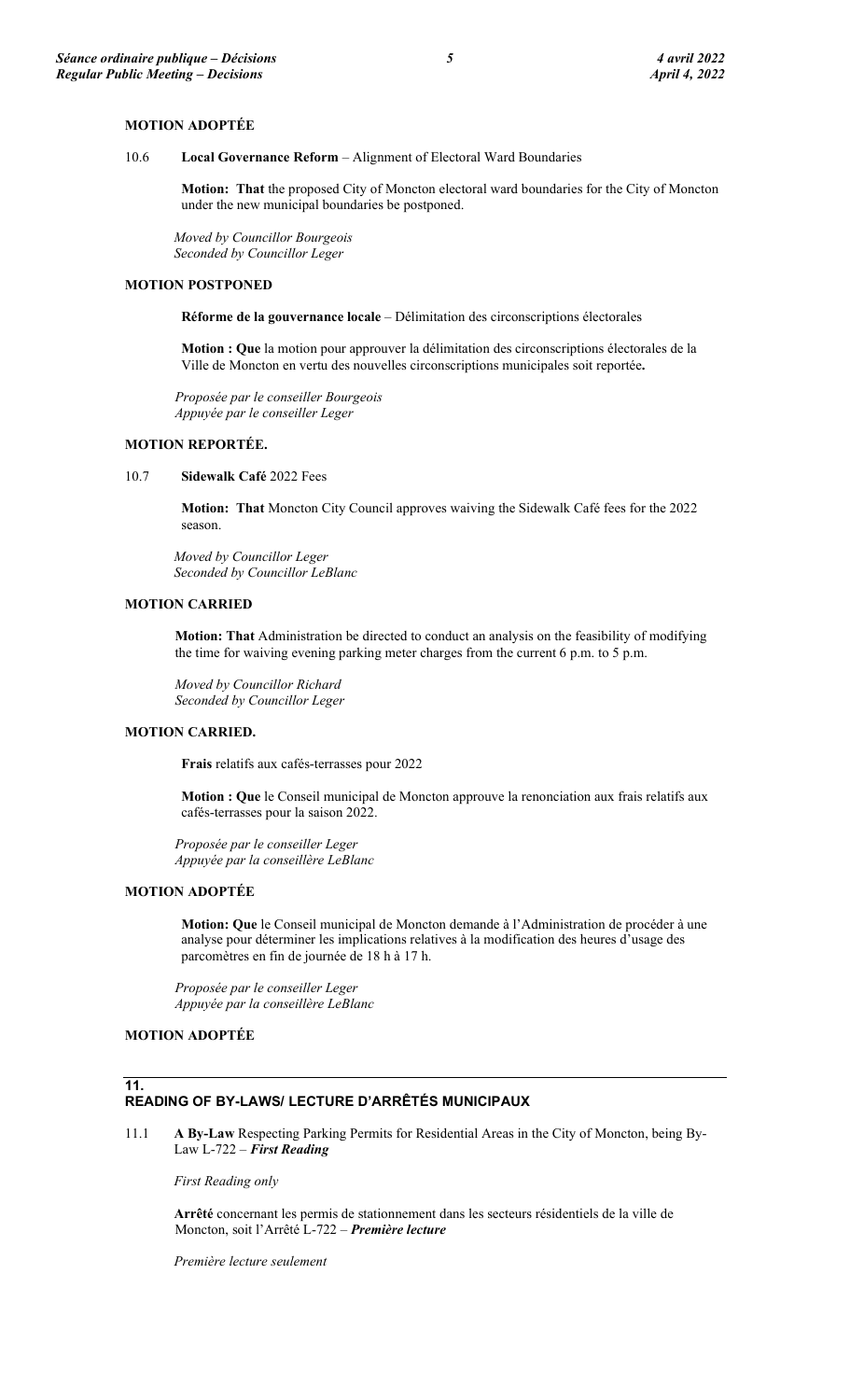**MOTION ADOPTÉE**

10.6 **Local Governance Reform** – Alignment of Electoral Ward Boundaries

**Motion: That** the proposed City of Moncton electoral ward boundaries for the City of Moncton under the new municipal boundaries be postponed.

*Moved by Councillor Bourgeois*
*Seconded by Councillor Leger*

**MOTION POSTPONED**

**Réforme de la gouvernance locale** – Délimitation des circonscriptions électorales

**Motion : Que** la motion pour approuver la délimitation des circonscriptions électorales de la Ville de Moncton en vertu des nouvelles circonscriptions municipales soit reportée**.**

*Proposée par le conseiller Bourgeois*
*Appuyée par le conseiller Leger*

**MOTION REPORTÉE.**

10.7 **Sidewalk Café** 2022 Fees

**Motion: That** Moncton City Council approves waiving the Sidewalk Café fees for the 2022 season.

*Moved by Councillor Leger*
*Seconded by Councillor LeBlanc*

**MOTION CARRIED**

**Motion: That** Administration be directed to conduct an analysis on the feasibility of modifying the time for waiving evening parking meter charges from the current 6 p.m. to 5 p.m.

*Moved by Councillor Richard*
*Seconded by Councillor Leger*

**MOTION CARRIED.**

**Frais** relatifs aux cafés-terrasses pour 2022

**Motion : Que** le Conseil municipal de Moncton approuve la renonciation aux frais relatifs aux cafés-terrasses pour la saison 2022.

*Proposée par le conseiller Leger*
*Appuyée par la conseillère LeBlanc*

**MOTION ADOPTÉE**

**Motion: Que** le Conseil municipal de Moncton demande à l'Administration de procéder à une analyse pour déterminer les implications relatives à la modification des heures d'usage des parcomètres en fin de journée de 18 h à 17 h.

*Proposée par le conseiller Leger*
*Appuyée par la conseillère LeBlanc*

**MOTION ADOPTÉE**

## 11. READING OF BY-LAWS/ LECTURE D'ARRÊTÉS MUNICIPAUX

11.1 **A By-Law** Respecting Parking Permits for Residential Areas in the City of Moncton, being By-Law L-722 – ***First Reading***

*First Reading only*

**Arrêté** concernant les permis de stationnement dans les secteurs résidentiels de la ville de Moncton, soit l'Arrêté L-722 – ***Première lecture***

*Première lecture seulement*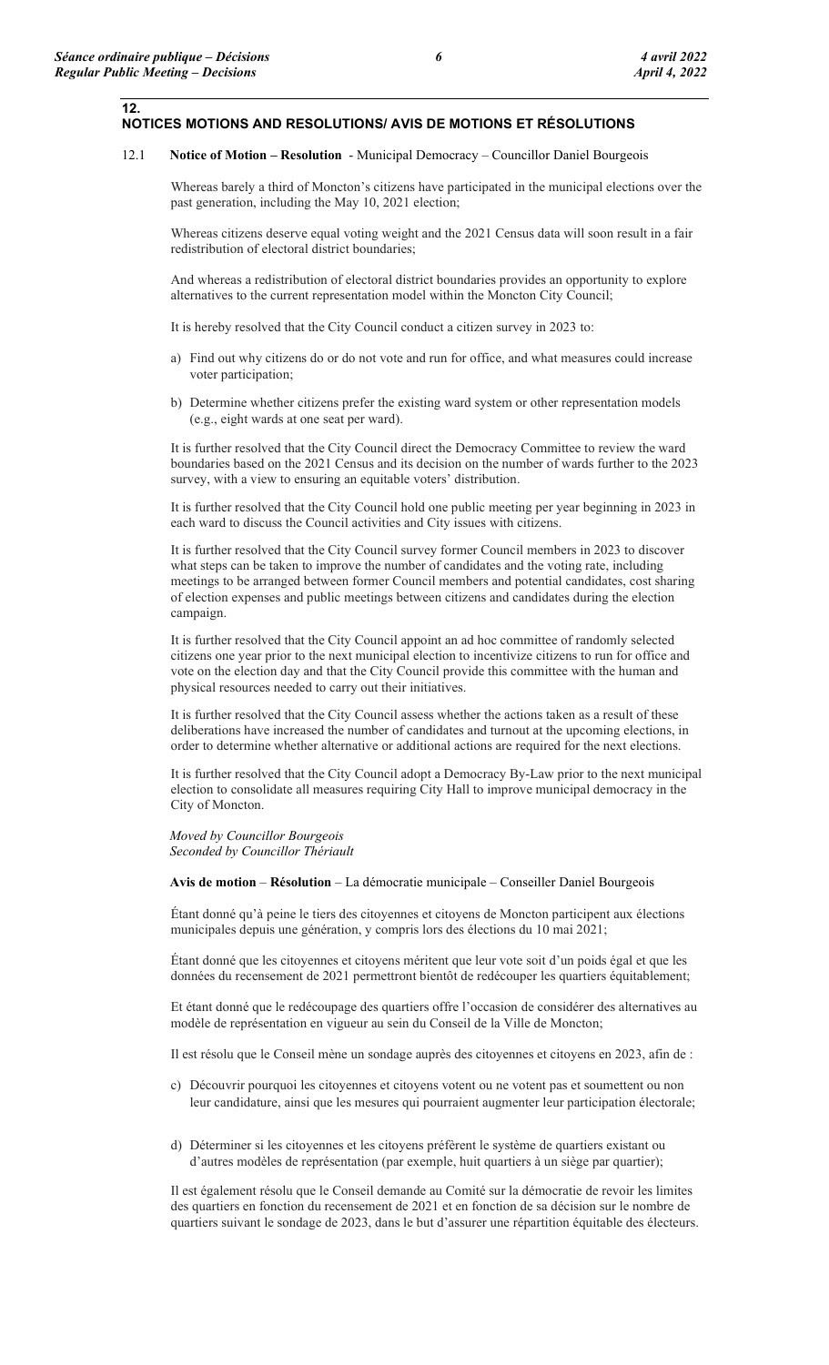## 12. NOTICES MOTIONS AND RESOLUTIONS/ AVIS DE MOTIONS ET RÉSOLUTIONS

12.1 **Notice of Motion – Resolution** - Municipal Democracy – Councillor Daniel Bourgeois

Whereas barely a third of Moncton's citizens have participated in the municipal elections over the past generation, including the May 10, 2021 election;

Whereas citizens deserve equal voting weight and the 2021 Census data will soon result in a fair redistribution of electoral district boundaries;

And whereas a redistribution of electoral district boundaries provides an opportunity to explore alternatives to the current representation model within the Moncton City Council;

It is hereby resolved that the City Council conduct a citizen survey in 2023 to:

a) Find out why citizens do or do not vote and run for office, and what measures could increase voter participation;

b) Determine whether citizens prefer the existing ward system or other representation models (e.g., eight wards at one seat per ward).

It is further resolved that the City Council direct the Democracy Committee to review the ward boundaries based on the 2021 Census and its decision on the number of wards further to the 2023 survey, with a view to ensuring an equitable voters' distribution.

It is further resolved that the City Council hold one public meeting per year beginning in 2023 in each ward to discuss the Council activities and City issues with citizens.

It is further resolved that the City Council survey former Council members in 2023 to discover what steps can be taken to improve the number of candidates and the voting rate, including meetings to be arranged between former Council members and potential candidates, cost sharing of election expenses and public meetings between citizens and candidates during the election campaign.

It is further resolved that the City Council appoint an ad hoc committee of randomly selected citizens one year prior to the next municipal election to incentivize citizens to run for office and vote on the election day and that the City Council provide this committee with the human and physical resources needed to carry out their initiatives.

It is further resolved that the City Council assess whether the actions taken as a result of these deliberations have increased the number of candidates and turnout at the upcoming elections, in order to determine whether alternative or additional actions are required for the next elections.

It is further resolved that the City Council adopt a Democracy By-Law prior to the next municipal election to consolidate all measures requiring City Hall to improve municipal democracy in the City of Moncton.

*Moved by Councillor Bourgeois*
*Seconded by Councillor Thériault*

**Avis de motion** – **Résolution** – La démocratie municipale – Conseiller Daniel Bourgeois

Étant donné qu'à peine le tiers des citoyennes et citoyens de Moncton participent aux élections municipales depuis une génération, y compris lors des élections du 10 mai 2021;

Étant donné que les citoyennes et citoyens méritent que leur vote soit d'un poids égal et que les données du recensement de 2021 permettront bientôt de redécouper les quartiers équitablement;

Et étant donné que le redécoupage des quartiers offre l'occasion de considérer des alternatives au modèle de représentation en vigueur au sein du Conseil de la Ville de Moncton;

Il est résolu que le Conseil mène un sondage auprès des citoyennes et citoyens en 2023, afin de :

c) Découvrir pourquoi les citoyennes et citoyens votent ou ne votent pas et soumettent ou non leur candidature, ainsi que les mesures qui pourraient augmenter leur participation électorale;

d) Déterminer si les citoyennes et les citoyens préfèrent le système de quartiers existant ou d'autres modèles de représentation (par exemple, huit quartiers à un siège par quartier);

Il est également résolu que le Conseil demande au Comité sur la démocratie de revoir les limites des quartiers en fonction du recensement de 2021 et en fonction de sa décision sur le nombre de quartiers suivant le sondage de 2023, dans le but d'assurer une répartition équitable des électeurs.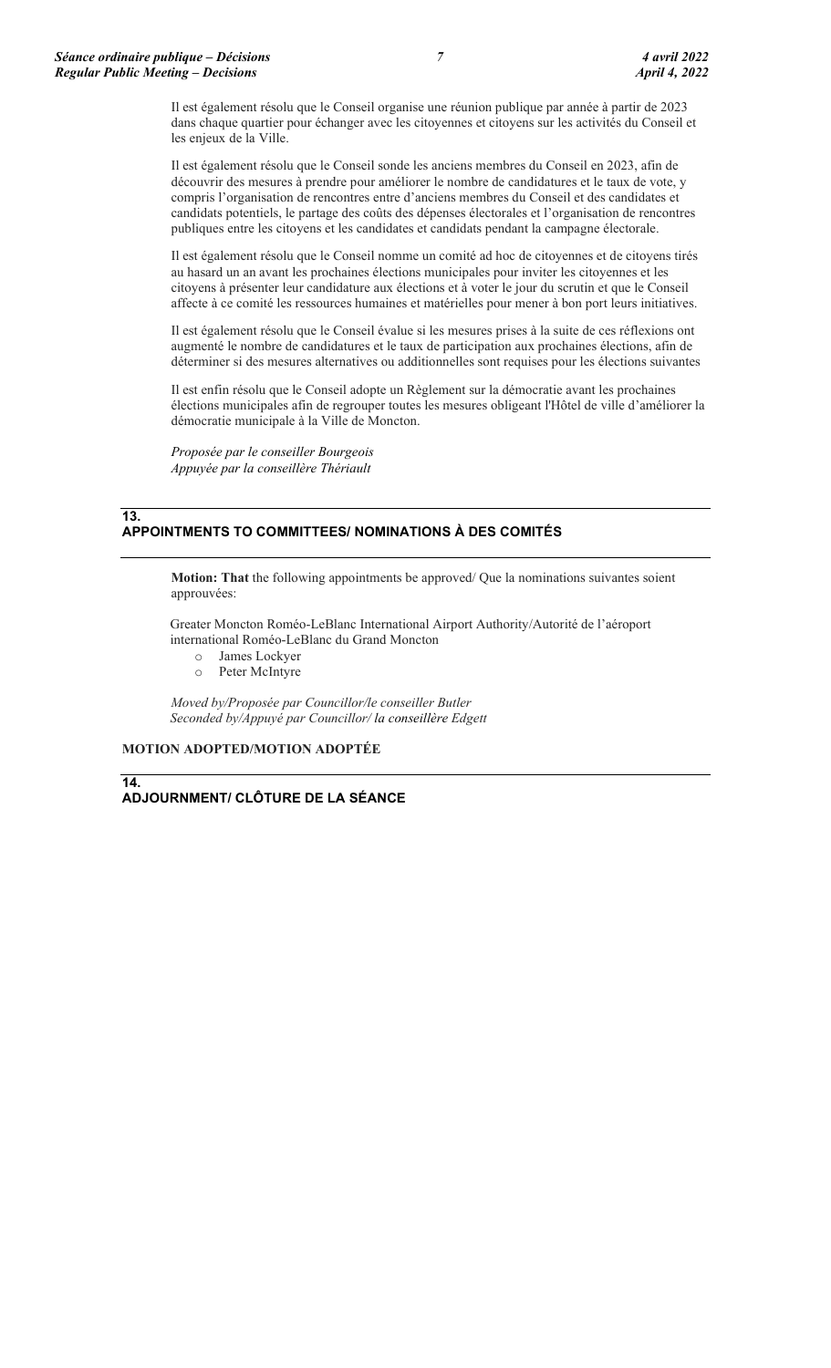Il est également résolu que le Conseil organise une réunion publique par année à partir de 2023 dans chaque quartier pour échanger avec les citoyennes et citoyens sur les activités du Conseil et les enjeux de la Ville.

Il est également résolu que le Conseil sonde les anciens membres du Conseil en 2023, afin de découvrir des mesures à prendre pour améliorer le nombre de candidatures et le taux de vote, y compris l'organisation de rencontres entre d'anciens membres du Conseil et des candidates et candidats potentiels, le partage des coûts des dépenses électorales et l'organisation de rencontres publiques entre les citoyens et les candidates et candidats pendant la campagne électorale.

Il est également résolu que le Conseil nomme un comité ad hoc de citoyennes et de citoyens tirés au hasard un an avant les prochaines élections municipales pour inviter les citoyennes et les citoyens à présenter leur candidature aux élections et à voter le jour du scrutin et que le Conseil affecte à ce comité les ressources humaines et matérielles pour mener à bon port leurs initiatives.

Il est également résolu que le Conseil évalue si les mesures prises à la suite de ces réflexions ont augmenté le nombre de candidatures et le taux de participation aux prochaines élections, afin de déterminer si des mesures alternatives ou additionnelles sont requises pour les élections suivantes

Il est enfin résolu que le Conseil adopte un Règlement sur la démocratie avant les prochaines élections municipales afin de regrouper toutes les mesures obligeant l'Hôtel de ville d'améliorer la démocratie municipale à la Ville de Moncton.

*Proposée par le conseiller Bourgeois*
*Appuyée par la conseillère Thériault*

## 13. APPOINTMENTS TO COMMITTEES/ NOMINATIONS À DES COMITÉS

**Motion: That** the following appointments be approved/ Que la nominations suivantes soient approuvées:

Greater Moncton Roméo-LeBlanc International Airport Authority/Autorité de l'aéroport international Roméo-LeBlanc du Grand Moncton

- James Lockyer
- Peter McIntyre

*Moved by/Proposée par Councillor/le conseiller Butler*
*Seconded by/Appuyé par Councillor/ la conseillère Edgett*

**MOTION ADOPTED/MOTION ADOPTÉE**

## 14. ADJOURNMENT/ CLÔTURE DE LA SÉANCE